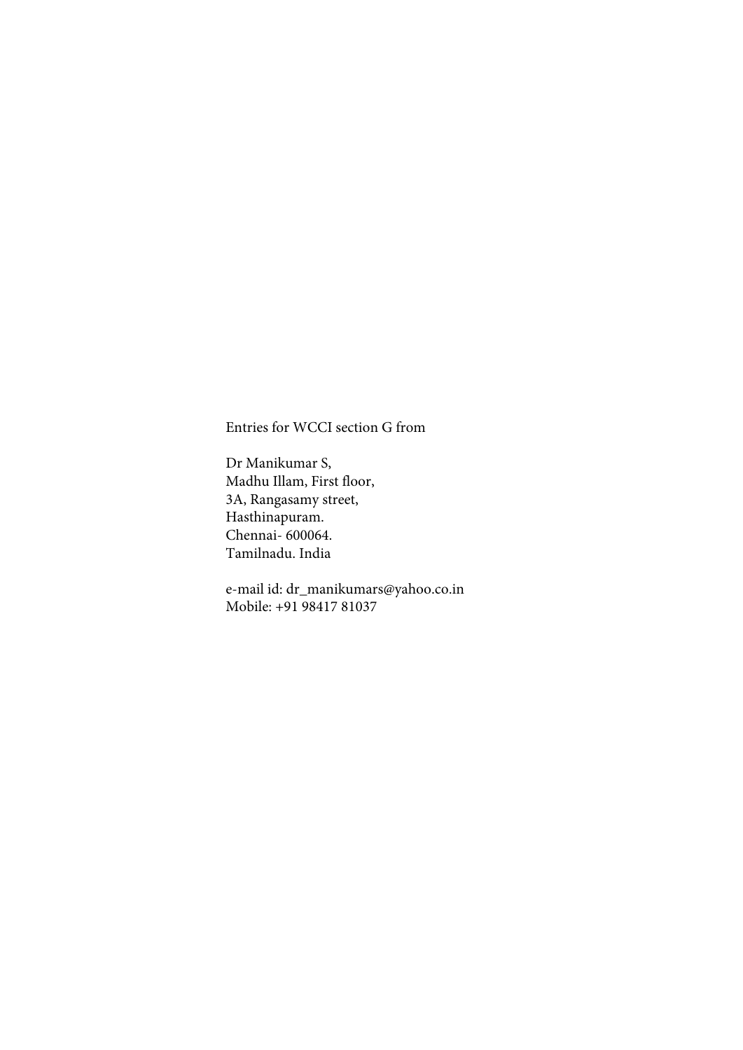Entries for WCCI section G from

Dr Manikumar S,  
Madhu Illam, First floor,  
3A, Rangasamy street,  
Hasthinapuram.  
Chennai- 600064.  
Tamilnadu. India

e-mail id: dr_manikumars@yahoo.co.in  
Mobile: +91 98417 81037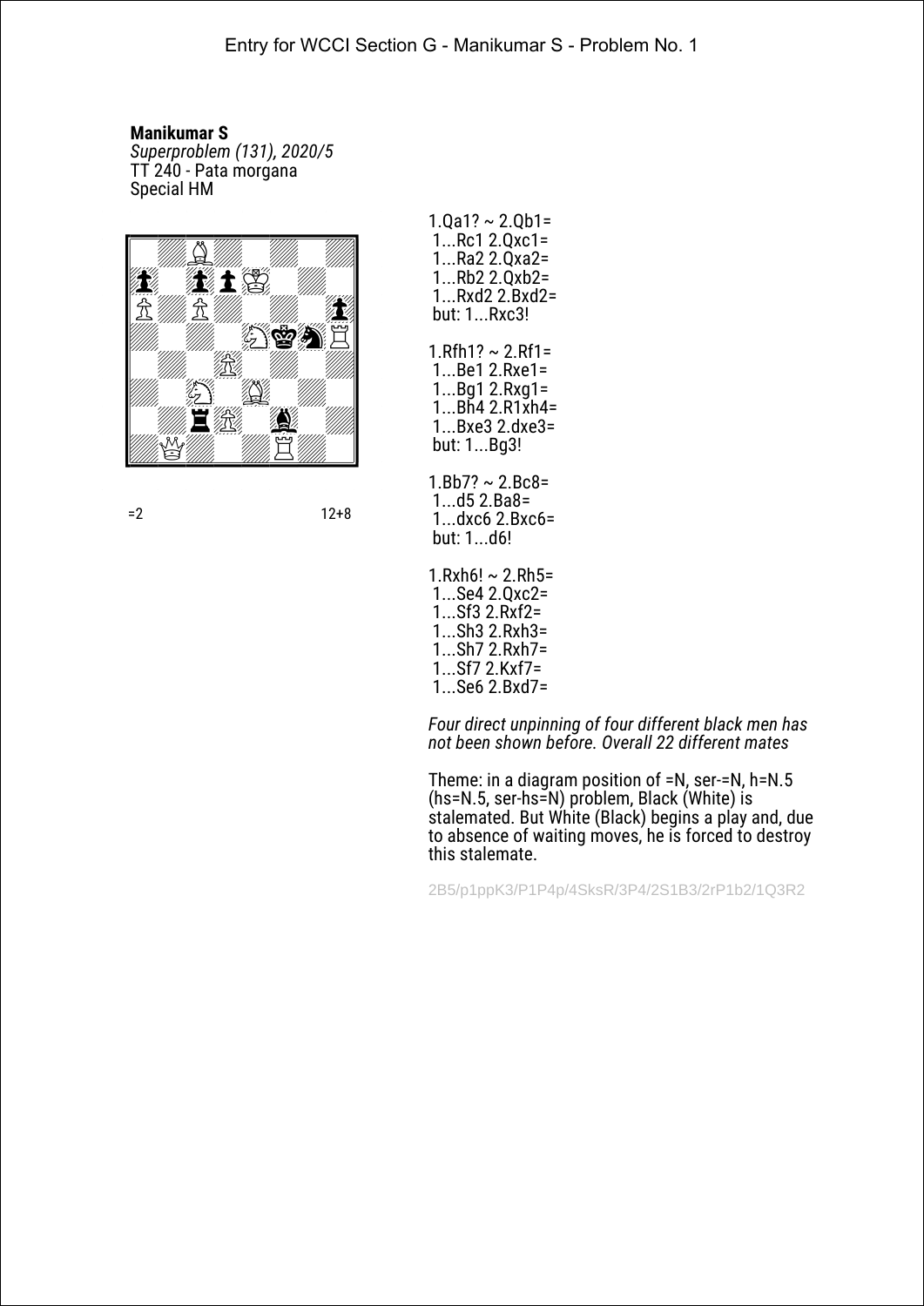Entry for WCCI Section G - Manikumar S - Problem No. 1

**Manikumar S**
*Superproblem (131), 2020/5*
TT 240 - Pata morgana
Special HM

=2 12+8

1.Qa1? ~ 2.Qb1=
1...Rc1 2.Qxc1=
1...Ra2 2.Qxa2=
1...Rb2 2.Qxb2=
1...Rxd2 2.Bxd2=
but: 1...Rxc3!

1.Rfh1? ~ 2.Rf1=
1...Be1 2.Rxe1=
1...Bg1 2.Rxg1=
1...Bh4 2.R1xh4=
1...Bxe3 2.dxe3=
but: 1...Bg3!

1.Bb7? ~ 2.Bc8=
1...d5 2.Ba8=
1...dxc6 2.Bxc6=
but: 1...d6!

1.Rxh6! ~ 2.Rh5=
1...Se4 2.Qxc2=
1...Sf3 2.Rxf2=
1...Sh3 2.Rxh3=
1...Sh7 2.Rxh7=
1...Sf7 2.Kxf7=
1...Se6 2.Bxd7=

*Four direct unpinning of four different black men has not been shown before. Overall 22 different mates*

Theme: in a diagram position of =N, ser-=N, h=N.5 (hs=N.5, ser-hs=N) problem, Black (White) is stalemated. But White (Black) begins a play and, due to absence of waiting moves, he is forced to destroy this stalemate.

2B5/p1ppK3/P1P4p/4SksR/3P4/2S1B3/2rP1b2/1Q3R2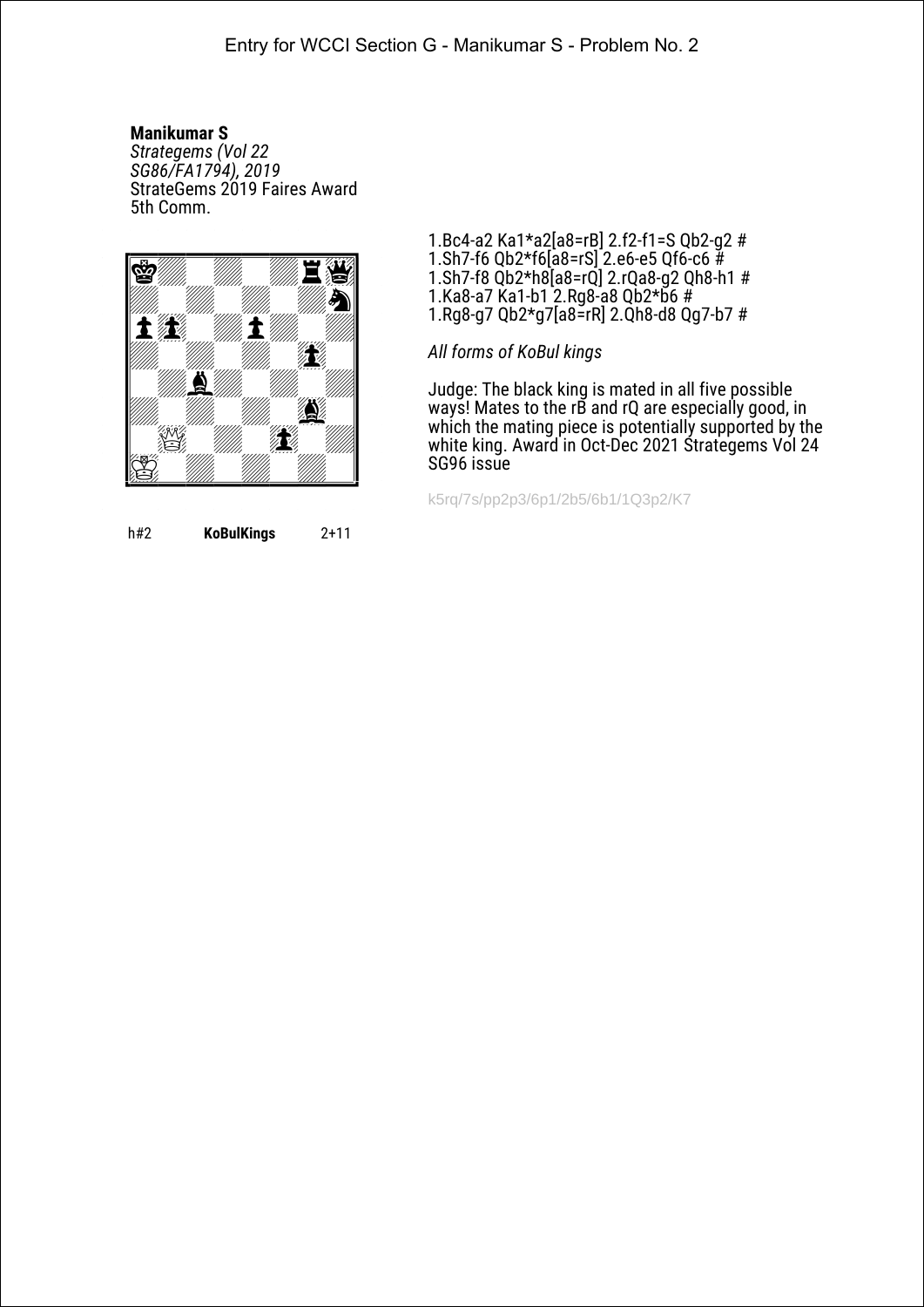Entry for WCCI Section G - Manikumar S - Problem No. 2

**Manikumar S**
*Strategems (Vol 22 SG86/FA1794), 2019*
StrateGems 2019 Faires Award 5th Comm.

1.Bc4-a2 Ka1*a2[a8=rB] 2.f2-f1=S Qb2-g2 #
1.Sh7-f6 Qb2*f6[a8=rS] 2.e6-e5 Qf6-c6 #
1.Sh7-f8 Qb2*h8[a8=rQ] 2.rQa8-g2 Qh8-h1 #
1.Ka8-a7 Ka1-b1 2.Rg8-a8 Qb2*b6 #
1.Rg8-g7 Qb2*g7[a8=rR] 2.Qh8-d8 Qg7-b7 #

*All forms of KoBul kings*

Judge: The black king is mated in all five possible ways! Mates to the rB and rQ are especially good, in which the mating piece is potentially supported by the white king. Award in Oct-Dec 2021 Strategems Vol 24 SG96 issue

k5rq/7s/pp2p3/6p1/2b5/6b1/1Q3p2/K7

h#2 **KoBulKings** 2+11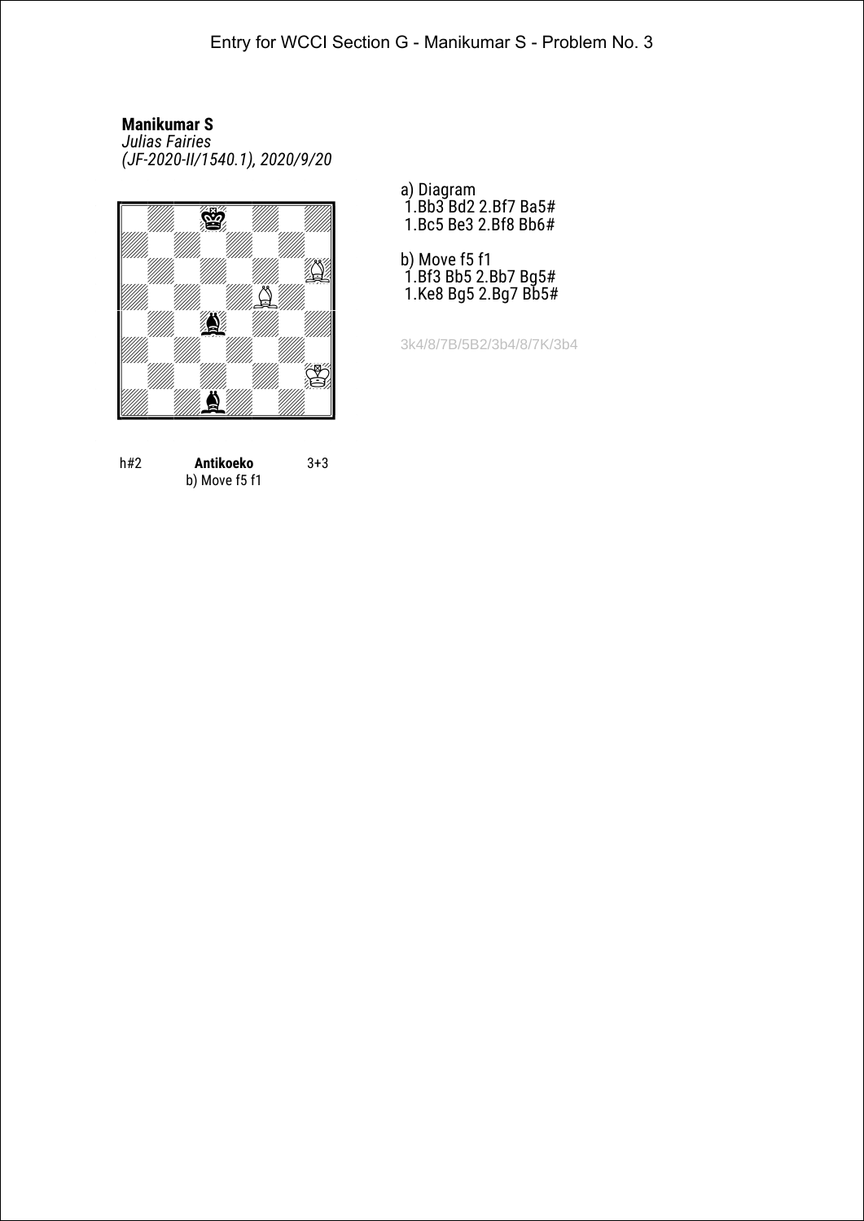Entry for WCCI Section G - Manikumar S - Problem No. 3

**Manikumar S**
*Julias Fairies*
*(JF-2020-II/1540.1), 2020/9/20*

a) Diagram
1.Bb3 Bd2 2.Bf7 Ba5#
1.Bc5 Be3 2.Bf8 Bb6#

b) Move f5 f1
1.Bf3 Bb5 2.Bb7 Bg5#
1.Ke8 Bg5 2.Bg7 Bb5#

3k4/8/7B/5B2/3b4/8/7K/3b4

h#2 **Antikoeko** 3+3
b) Move f5 f1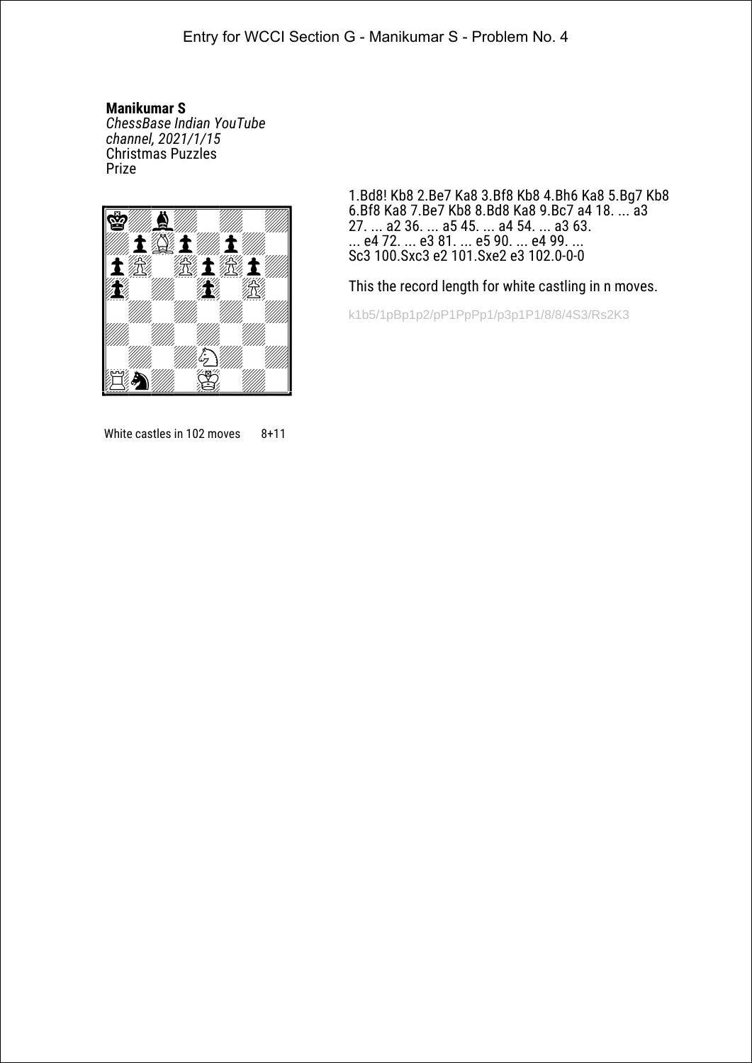Entry for WCCI Section G - Manikumar S - Problem No. 4

**Manikumar S**
*ChessBase Indian YouTube channel, 2021/1/15*
Christmas Puzzles
Prize

White castles in 102 moves 8+11

1.Bd8! Kb8 2.Be7 Ka8 3.Bf8 Kb8 4.Bh6 Ka8 5.Bg7 Kb8 6.Bf8 Ka8 7.Be7 Kb8 8.Bd8 Ka8 9.Bc7 a4 18. ... a3 27. ... a2 36. ... a5 45. ... a4 54. ... a3 63. ... e4 72. ... e3 81. ... e5 90. ... e4 99. ... Sc3 100.Sxc3 e2 101.Sxe2 e3 102.0-0-0

This the record length for white castling in n moves.

k1b5/1pBp1p2/pP1PpPp1/p3p1P1/8/8/4S3/Rs2K3